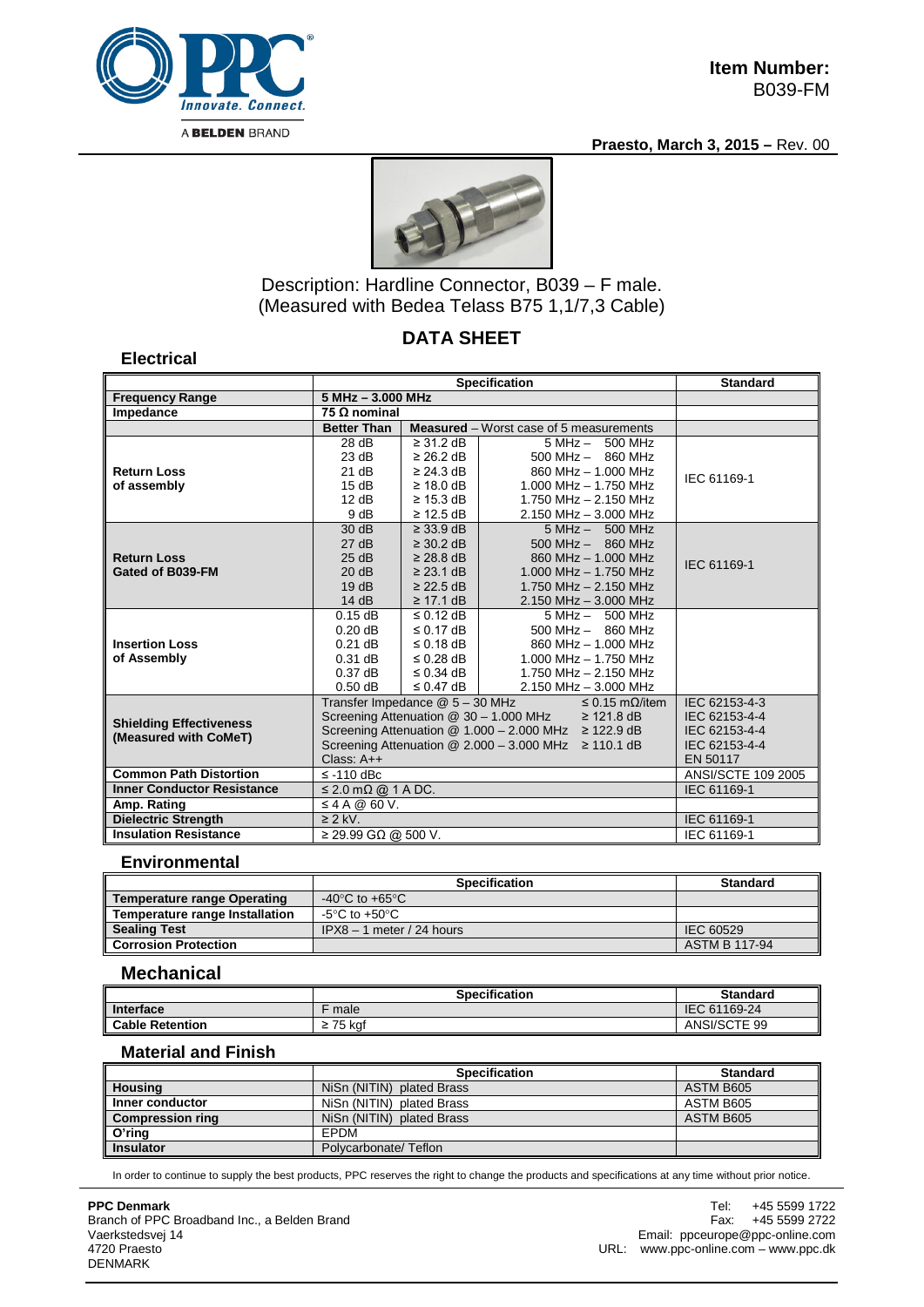**Item Number:**
B039-FM

**Praesto, March 3, 2015 –** Rev. 00

Description: Hardline Connector, B039 – F male.
(Measured with Bedea Telass B75 1,1/7,3 Cable)

## DATA SHEET

### Electrical

| | Specification | | | Standard |
|---|---|---|---|---|
| **Frequency Range** | **5 MHz – 3.000 MHz** | | | |
| **Impedance** | **75 Ω nominal** | | | |
| | **Better Than** | **Measured** – Worst case of 5 measurements | | |
| **Return Loss of assembly** | 28 dB | ≥ 31.2 dB | 5 MHz – 500 MHz | IEC 61169-1 |
| | 23 dB | ≥ 26.2 dB | 500 MHz – 860 MHz | |
| | 21 dB | ≥ 24.3 dB | 860 MHz – 1.000 MHz | |
| | 15 dB | ≥ 18.0 dB | 1.000 MHz – 1.750 MHz | |
| | 12 dB | ≥ 15.3 dB | 1.750 MHz – 2.150 MHz | |
| | 9 dB | ≥ 12.5 dB | 2.150 MHz – 3.000 MHz | |
| **Return Loss Gated of B039-FM** | 30 dB | ≥ 33.9 dB | 5 MHz – 500 MHz | IEC 61169-1 |
| | 27 dB | ≥ 30.2 dB | 500 MHz – 860 MHz | |
| | 25 dB | ≥ 28.8 dB | 860 MHz – 1.000 MHz | |
| | 20 dB | ≥ 23.1 dB | 1.000 MHz – 1.750 MHz | |
| | 19 dB | ≥ 22.5 dB | 1.750 MHz – 2.150 MHz | |
| | 14 dB | ≥ 17.1 dB | 2.150 MHz – 3.000 MHz | |
| **Insertion Loss of Assembly** | 0.15 dB | ≤ 0.12 dB | 5 MHz – 500 MHz | |
| | 0.20 dB | ≤ 0.17 dB | 500 MHz – 860 MHz | |
| | 0.21 dB | ≤ 0.18 dB | 860 MHz – 1.000 MHz | |
| | 0.31 dB | ≤ 0.28 dB | 1.000 MHz – 1.750 MHz | |
| | 0.37 dB | ≤ 0.34 dB | 1.750 MHz – 2.150 MHz | |
| | 0.50 dB | ≤ 0.47 dB | 2.150 MHz – 3.000 MHz | |
| **Shielding Effectiveness (Measured with CoMeT)** | Transfer Impedance @ 5 – 30 MHz ≤ 0.15 mΩ/item | | | IEC 62153-4-3 |
| | Screening Attenuation @ 30 – 1.000 MHz ≥ 121.8 dB | | | IEC 62153-4-4 |
| | Screening Attenuation @ 1.000 – 2.000 MHz ≥ 122.9 dB | | | IEC 62153-4-4 |
| | Screening Attenuation @ 2.000 – 3.000 MHz ≥ 110.1 dB | | | IEC 62153-4-4 |
| | Class: A++ | | | EN 50117 |
| **Common Path Distortion** | ≤ -110 dBc | | | ANSI/SCTE 109 2005 |
| **Inner Conductor Resistance** | ≤ 2.0 mΩ @ 1 A DC. | | | IEC 61169-1 |
| **Amp. Rating** | ≤ 4 A @ 60 V. | | | |
| **Dielectric Strength** | ≥ 2 kV. | | | IEC 61169-1 |
| **Insulation Resistance** | ≥ 29.99 GΩ @ 500 V. | | | IEC 61169-1 |

### Environmental

| | Specification | Standard |
|---|---|---|
| **Temperature range Operating** | -40°C to +65°C | |
| **Temperature range Installation** | -5°C to +50°C | |
| **Sealing Test** | IPX8 – 1 meter / 24 hours | IEC 60529 |
| **Corrosion Protection** | | ASTM B 117-94 |

### Mechanical

| | Specification | Standard |
|---|---|---|
| **Interface** | F male | IEC 61169-24 |
| **Cable Retention** | ≥ 75 kgf | ANSI/SCTE 99 |

### Material and Finish

| | Specification | Standard |
|---|---|---|
| **Housing** | NiSn (NITIN) plated Brass | ASTM B605 |
| **Inner conductor** | NiSn (NITIN) plated Brass | ASTM B605 |
| **Compression ring** | NiSn (NITIN) plated Brass | ASTM B605 |
| **O'ring** | EPDM | |
| **Insulator** | Polycarbonate/ Teflon | |

In order to continue to supply the best products, PPC reserves the right to change the products and specifications at any time without prior notice.

**PPC Denmark**
Branch of PPC Broadband Inc., a Belden Brand
Vaerkstedsvej 14
4720 Praesto
DENMARK

Tel: +45 5599 1722
Fax: +45 5599 2722
Email: ppceurope@ppc-online.com
URL: www.ppc-online.com – www.ppc.dk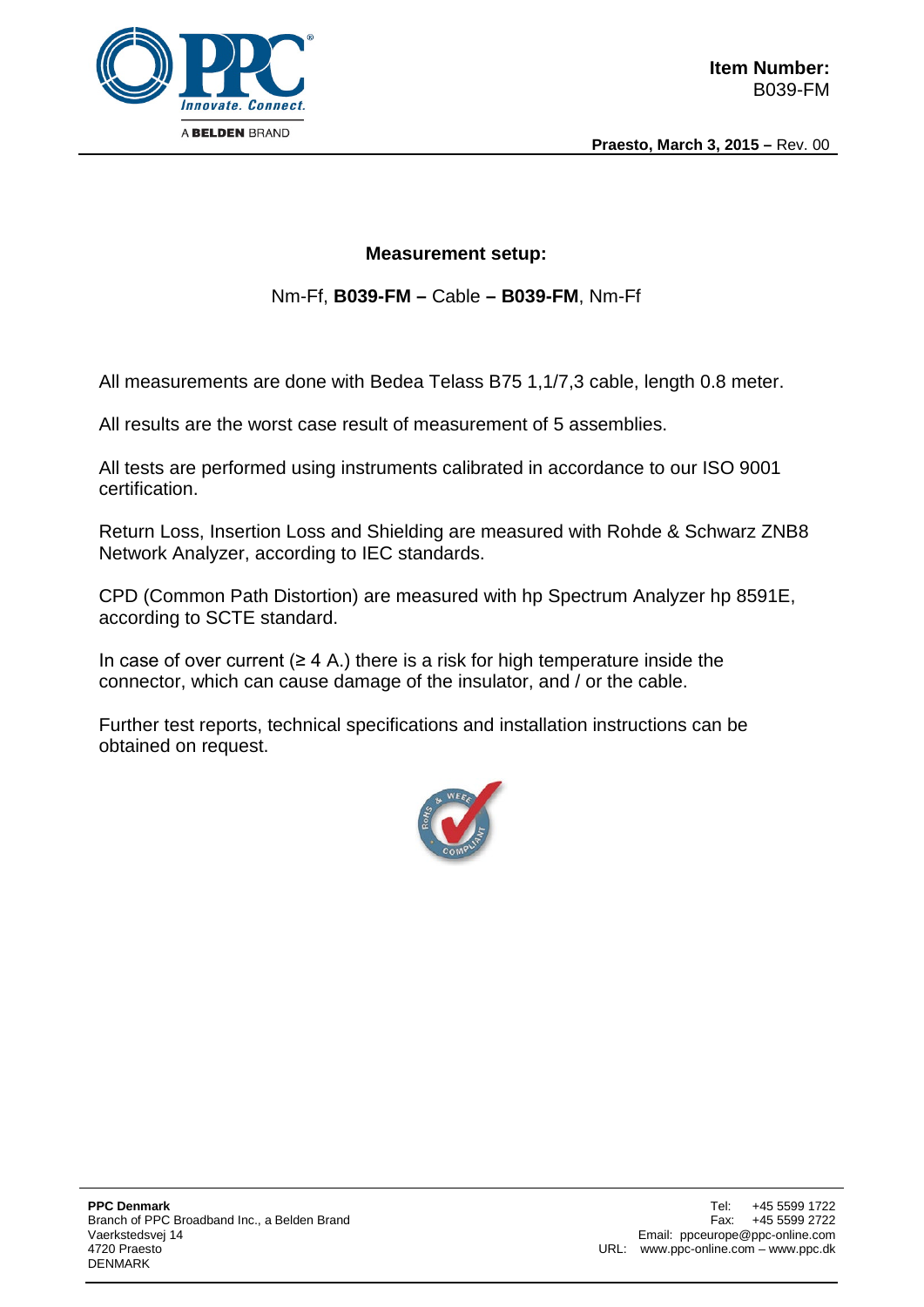## Measurement setup:

Nm-Ff, **B039-FM –** Cable **– B039-FM**, Nm-Ff

All measurements are done with Bedea Telass B75 1,1/7,3 cable, length 0.8 meter.

All results are the worst case result of measurement of 5 assemblies.

All tests are performed using instruments calibrated in accordance to our ISO 9001 certification.

Return Loss, Insertion Loss and Shielding are measured with Rohde & Schwarz ZNB8 Network Analyzer, according to IEC standards.

CPD (Common Path Distortion) are measured with hp Spectrum Analyzer hp 8591E, according to SCTE standard.

In case of over current (≥ 4 A.) there is a risk for high temperature inside the connector, which can cause damage of the insulator, and / or the cable.

Further test reports, technical specifications and installation instructions can be obtained on request.